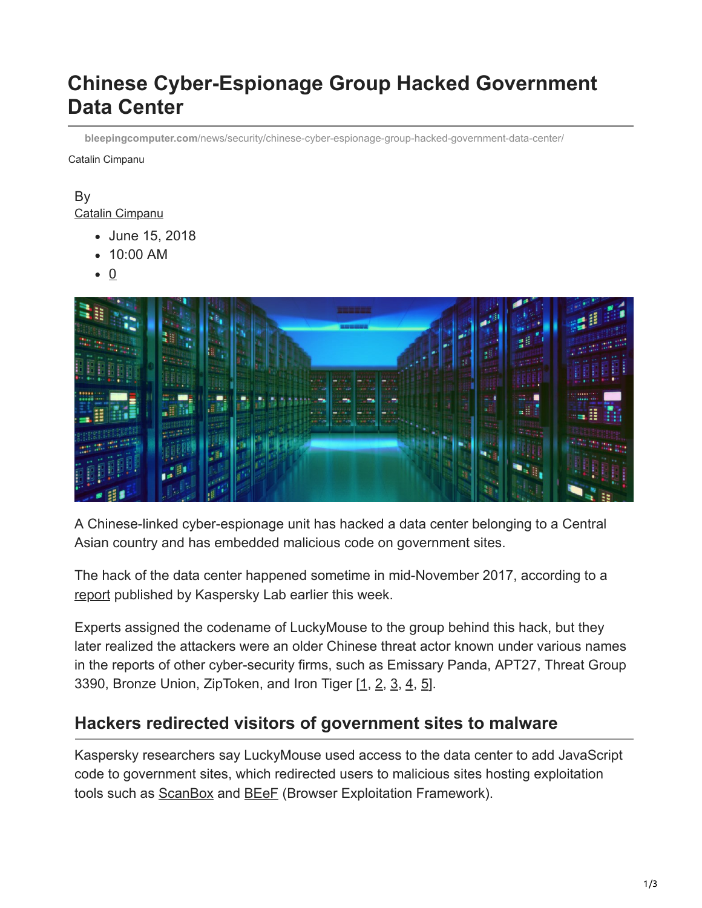# Chinese Cyber-Espionage Group Hacked Government Data Center

bleepingcomputer.com/news/security/chinese-cyber-espionage-group-hacked-government-data-center/

Catalin Cimpanu

By
Catalin Cimpanu

- June 15, 2018
- 10:00 AM
- 0

A Chinese-linked cyber-espionage unit has hacked a data center belonging to a Central Asian country and has embedded malicious code on government sites.

The hack of the data center happened sometime in mid-November 2017, according to a report published by Kaspersky Lab earlier this week.

Experts assigned the codename of LuckyMouse to the group behind this hack, but they later realized the attackers were an older Chinese threat actor known under various names in the reports of other cyber-security firms, such as Emissary Panda, APT27, Threat Group 3390, Bronze Union, ZipToken, and Iron Tiger [1, 2, 3, 4, 5].

## Hackers redirected visitors of government sites to malware

Kaspersky researchers say LuckyMouse used access to the data center to add JavaScript code to government sites, which redirected users to malicious sites hosting exploitation tools such as ScanBox and BEeF (Browser Exploitation Framework).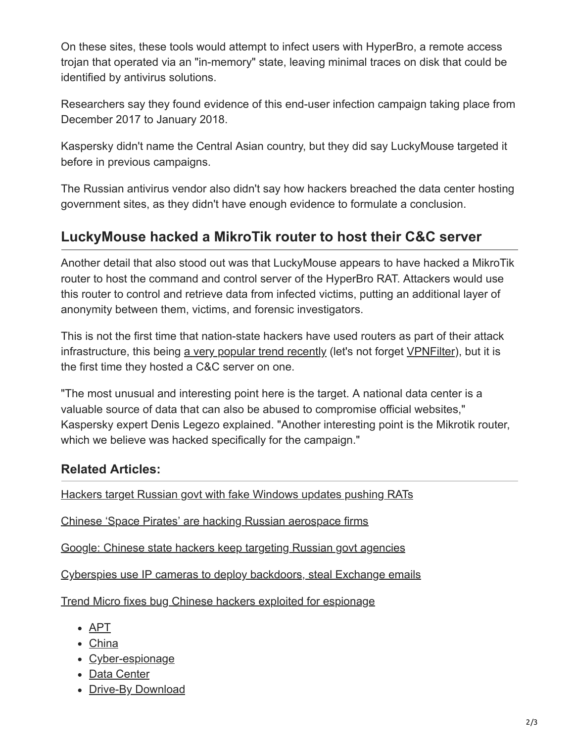On these sites, these tools would attempt to infect users with HyperBro, a remote access trojan that operated via an "in-memory" state, leaving minimal traces on disk that could be identified by antivirus solutions.

Researchers say they found evidence of this end-user infection campaign taking place from December 2017 to January 2018.

Kaspersky didn't name the Central Asian country, but they did say LuckyMouse targeted it before in previous campaigns.

The Russian antivirus vendor also didn't say how hackers breached the data center hosting government sites, as they didn't have enough evidence to formulate a conclusion.

## LuckyMouse hacked a MikroTik router to host their C&C server

Another detail that also stood out was that LuckyMouse appears to have hacked a MikroTik router to host the command and control server of the HyperBro RAT. Attackers would use this router to control and retrieve data from infected victims, putting an additional layer of anonymity between them, victims, and forensic investigators.

This is not the first time that nation-state hackers have used routers as part of their attack infrastructure, this being a very popular trend recently (let's not forget VPNFilter), but it is the first time they hosted a C&C server on one.

"The most unusual and interesting point here is the target. A national data center is a valuable source of data that can also be abused to compromise official websites," Kaspersky expert Denis Legezo explained. "Another interesting point is the Mikrotik router, which we believe was hacked specifically for the campaign."

### Related Articles:

Hackers target Russian govt with fake Windows updates pushing RATs

Chinese 'Space Pirates' are hacking Russian aerospace firms

Google: Chinese state hackers keep targeting Russian govt agencies

Cyberspies use IP cameras to deploy backdoors, steal Exchange emails

Trend Micro fixes bug Chinese hackers exploited for espionage

- APT
- China
- Cyber-espionage
- Data Center
- Drive-By Download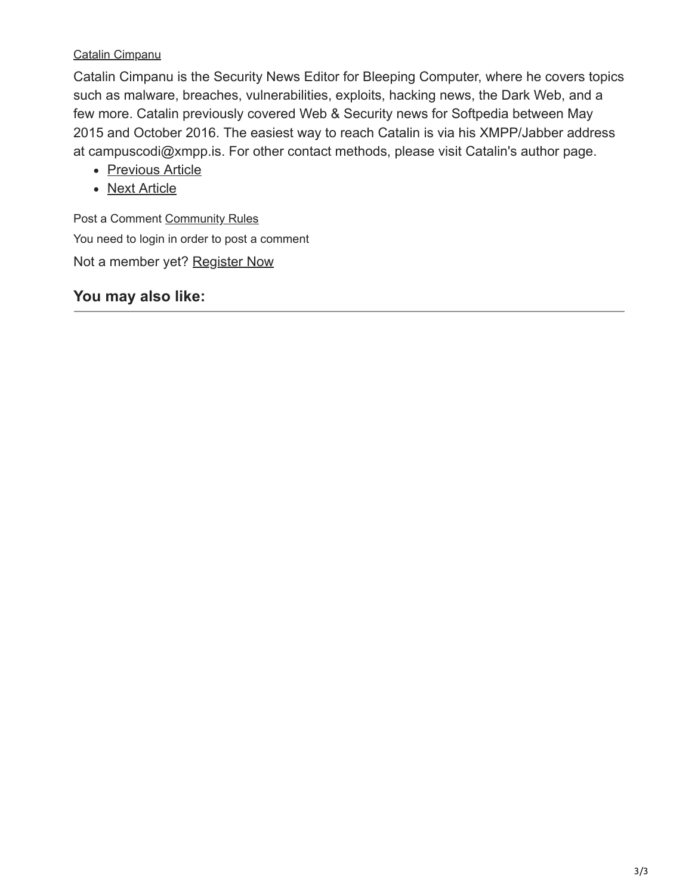Catalin Cimpanu

Catalin Cimpanu is the Security News Editor for Bleeping Computer, where he covers topics such as malware, breaches, vulnerabilities, exploits, hacking news, the Dark Web, and a few more. Catalin previously covered Web & Security news for Softpedia between May 2015 and October 2016. The easiest way to reach Catalin is via his XMPP/Jabber address at campuscodi@xmpp.is. For other contact methods, please visit Catalin's author page.

- Previous Article
- Next Article

Post a Comment Community Rules

You need to login in order to post a comment

Not a member yet? Register Now

## You may also like: